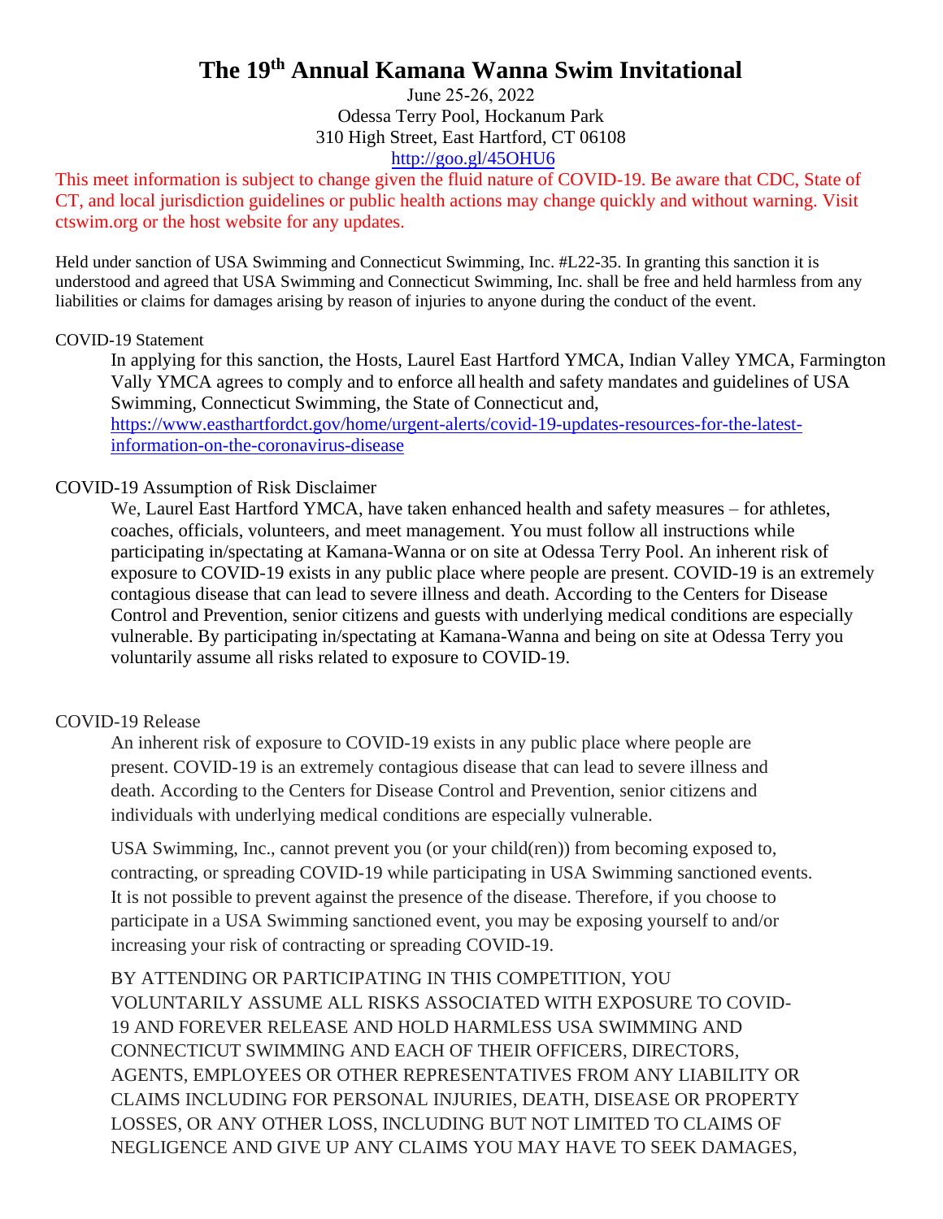# The 19th Annual Kamana Wanna Swim Invitational

June 25-26, 2022
Odessa Terry Pool, Hockanum Park
310 High Street, East Hartford, CT 06108
http://goo.gl/45OHU6

This meet information is subject to change given the fluid nature of COVID-19. Be aware that CDC, State of CT, and local jurisdiction guidelines or public health actions may change quickly and without warning. Visit ctswim.org or the host website for any updates.

Held under sanction of USA Swimming and Connecticut Swimming, Inc. #L22-35. In granting this sanction it is understood and agreed that USA Swimming and Connecticut Swimming, Inc. shall be free and held harmless from any liabilities or claims for damages arising by reason of injuries to anyone during the conduct of the event.

COVID-19 Statement

In applying for this sanction, the Hosts, Laurel East Hartford YMCA, Indian Valley YMCA, Farmington Vally YMCA agrees to comply and to enforce all health and safety mandates and guidelines of USA Swimming, Connecticut Swimming, the State of Connecticut and, https://www.easthartfordct.gov/home/urgent-alerts/covid-19-updates-resources-for-the-latest-information-on-the-coronavirus-disease

COVID-19 Assumption of Risk Disclaimer

We, Laurel East Hartford YMCA, have taken enhanced health and safety measures – for athletes, coaches, officials, volunteers, and meet management. You must follow all instructions while participating in/spectating at Kamana-Wanna or on site at Odessa Terry Pool. An inherent risk of exposure to COVID-19 exists in any public place where people are present. COVID-19 is an extremely contagious disease that can lead to severe illness and death. According to the Centers for Disease Control and Prevention, senior citizens and guests with underlying medical conditions are especially vulnerable. By participating in/spectating at Kamana-Wanna and being on site at Odessa Terry you voluntarily assume all risks related to exposure to COVID-19.

COVID-19 Release

An inherent risk of exposure to COVID-19 exists in any public place where people are present. COVID-19 is an extremely contagious disease that can lead to severe illness and death. According to the Centers for Disease Control and Prevention, senior citizens and individuals with underlying medical conditions are especially vulnerable.

USA Swimming, Inc., cannot prevent you (or your child(ren)) from becoming exposed to, contracting, or spreading COVID-19 while participating in USA Swimming sanctioned events. It is not possible to prevent against the presence of the disease. Therefore, if you choose to participate in a USA Swimming sanctioned event, you may be exposing yourself to and/or increasing your risk of contracting or spreading COVID-19.

BY ATTENDING OR PARTICIPATING IN THIS COMPETITION, YOU VOLUNTARILY ASSUME ALL RISKS ASSOCIATED WITH EXPOSURE TO COVID-19 AND FOREVER RELEASE AND HOLD HARMLESS USA SWIMMING AND CONNECTICUT SWIMMING AND EACH OF THEIR OFFICERS, DIRECTORS, AGENTS, EMPLOYEES OR OTHER REPRESENTATIVES FROM ANY LIABILITY OR CLAIMS INCLUDING FOR PERSONAL INJURIES, DEATH, DISEASE OR PROPERTY LOSSES, OR ANY OTHER LOSS, INCLUDING BUT NOT LIMITED TO CLAIMS OF NEGLIGENCE AND GIVE UP ANY CLAIMS YOU MAY HAVE TO SEEK DAMAGES,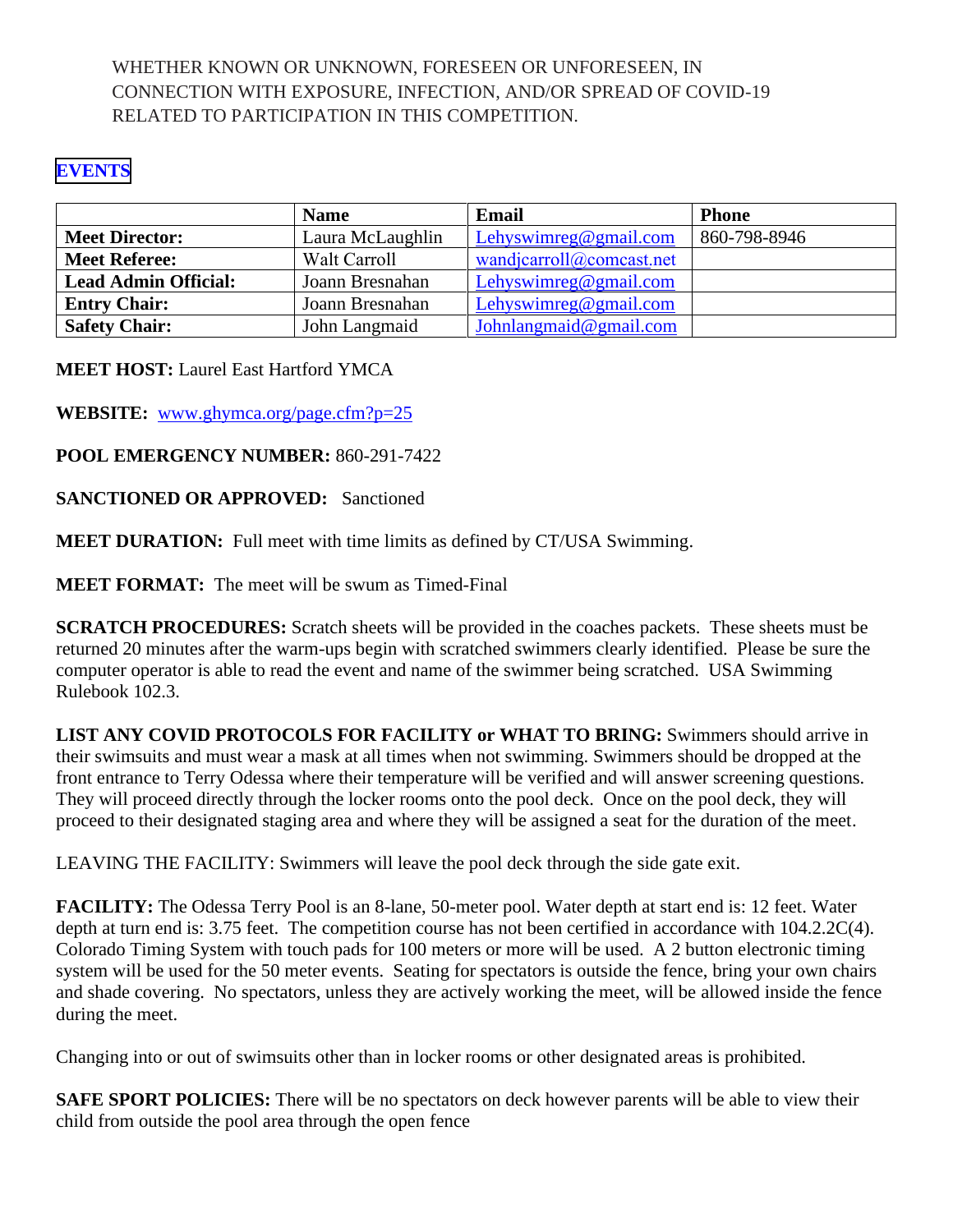WHETHER KNOWN OR UNKNOWN, FORESEEN OR UNFORESEEN, IN CONNECTION WITH EXPOSURE, INFECTION, AND/OR SPREAD OF COVID-19 RELATED TO PARTICIPATION IN THIS COMPETITION.

**EVENTS**

| | **Name** | **Email** | **Phone** |
|---|---|---|---|
| **Meet Director:** | Laura McLaughlin | Lehyswimreg@gmail.com | 860-798-8946 |
| **Meet Referee:** | Walt Carroll | wandjcarroll@comcast.net | |
| **Lead Admin Official:** | Joann Bresnahan | Lehyswimreg@gmail.com | |
| **Entry Chair:** | Joann Bresnahan | Lehyswimreg@gmail.com | |
| **Safety Chair:** | John Langmaid | Johnlangmaid@gmail.com | |

**MEET HOST:** Laurel East Hartford YMCA

**WEBSITE:** www.ghymca.org/page.cfm?p=25

**POOL EMERGENCY NUMBER:** 860-291-7422

**SANCTIONED OR APPROVED:** Sanctioned

**MEET DURATION:** Full meet with time limits as defined by CT/USA Swimming.

**MEET FORMAT:** The meet will be swum as Timed-Final

**SCRATCH PROCEDURES:** Scratch sheets will be provided in the coaches packets. These sheets must be returned 20 minutes after the warm-ups begin with scratched swimmers clearly identified. Please be sure the computer operator is able to read the event and name of the swimmer being scratched. USA Swimming Rulebook 102.3.

**LIST ANY COVID PROTOCOLS FOR FACILITY or WHAT TO BRING:** Swimmers should arrive in their swimsuits and must wear a mask at all times when not swimming. Swimmers should be dropped at the front entrance to Terry Odessa where their temperature will be verified and will answer screening questions. They will proceed directly through the locker rooms onto the pool deck. Once on the pool deck, they will proceed to their designated staging area and where they will be assigned a seat for the duration of the meet.

LEAVING THE FACILITY: Swimmers will leave the pool deck through the side gate exit.

**FACILITY:** The Odessa Terry Pool is an 8-lane, 50-meter pool. Water depth at start end is: 12 feet. Water depth at turn end is: 3.75 feet. The competition course has not been certified in accordance with 104.2.2C(4). Colorado Timing System with touch pads for 100 meters or more will be used. A 2 button electronic timing system will be used for the 50 meter events. Seating for spectators is outside the fence, bring your own chairs and shade covering. No spectators, unless they are actively working the meet, will be allowed inside the fence during the meet.

Changing into or out of swimsuits other than in locker rooms or other designated areas is prohibited.

**SAFE SPORT POLICIES:** There will be no spectators on deck however parents will be able to view their child from outside the pool area through the open fence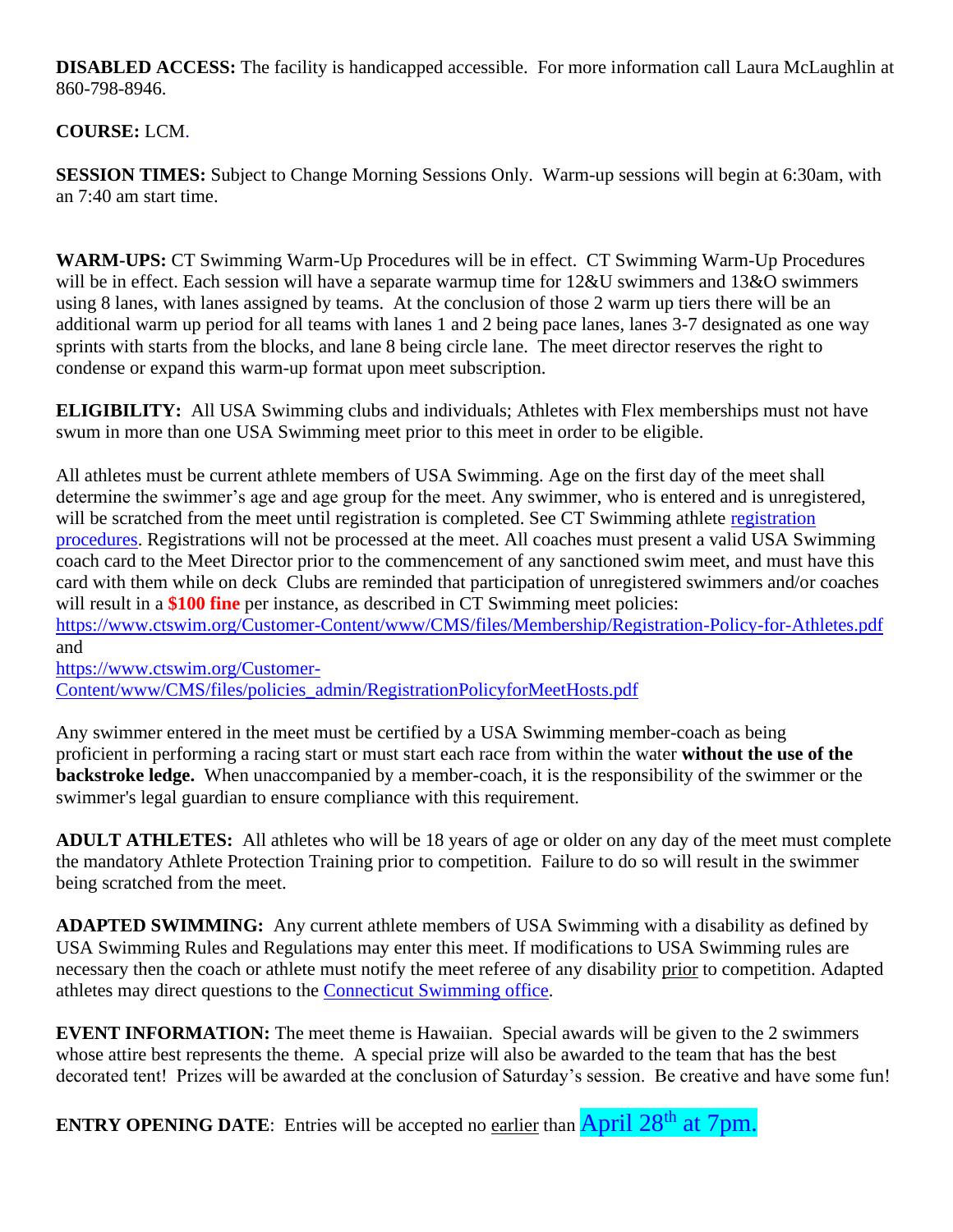**DISABLED ACCESS:** The facility is handicapped accessible. For more information call Laura McLaughlin at 860-798-8946.

**COURSE:** LCM.

**SESSION TIMES:** Subject to Change Morning Sessions Only. Warm-up sessions will begin at 6:30am, with an 7:40 am start time.

**WARM-UPS:** CT Swimming Warm-Up Procedures will be in effect. CT Swimming Warm-Up Procedures will be in effect. Each session will have a separate warmup time for 12&U swimmers and 13&O swimmers using 8 lanes, with lanes assigned by teams. At the conclusion of those 2 warm up tiers there will be an additional warm up period for all teams with lanes 1 and 2 being pace lanes, lanes 3-7 designated as one way sprints with starts from the blocks, and lane 8 being circle lane. The meet director reserves the right to condense or expand this warm-up format upon meet subscription.

**ELIGIBILITY:** All USA Swimming clubs and individuals; Athletes with Flex memberships must not have swum in more than one USA Swimming meet prior to this meet in order to be eligible.

All athletes must be current athlete members of USA Swimming. Age on the first day of the meet shall determine the swimmer's age and age group for the meet. Any swimmer, who is entered and is unregistered, will be scratched from the meet until registration is completed. See CT Swimming athlete registration procedures. Registrations will not be processed at the meet. All coaches must present a valid USA Swimming coach card to the Meet Director prior to the commencement of any sanctioned swim meet, and must have this card with them while on deck Clubs are reminded that participation of unregistered swimmers and/or coaches will result in a **$100 fine** per instance, as described in CT Swimming meet policies:
https://www.ctswim.org/Customer-Content/www/CMS/files/Membership/Registration-Policy-for-Athletes.pdf
and
https://www.ctswim.org/Customer-Content/www/CMS/files/policies_admin/RegistrationPolicyforMeetHosts.pdf

Any swimmer entered in the meet must be certified by a USA Swimming member-coach as being proficient in performing a racing start or must start each race from within the water **without the use of the backstroke ledge.** When unaccompanied by a member-coach, it is the responsibility of the swimmer or the swimmer's legal guardian to ensure compliance with this requirement.

**ADULT ATHLETES:** All athletes who will be 18 years of age or older on any day of the meet must complete the mandatory Athlete Protection Training prior to competition. Failure to do so will result in the swimmer being scratched from the meet.

**ADAPTED SWIMMING:** Any current athlete members of USA Swimming with a disability as defined by USA Swimming Rules and Regulations may enter this meet. If modifications to USA Swimming rules are necessary then the coach or athlete must notify the meet referee of any disability prior to competition. Adapted athletes may direct questions to the Connecticut Swimming office.

**EVENT INFORMATION:** The meet theme is Hawaiian. Special awards will be given to the 2 swimmers whose attire best represents the theme. A special prize will also be awarded to the team that has the best decorated tent! Prizes will be awarded at the conclusion of Saturday's session. Be creative and have some fun!

**ENTRY OPENING DATE**: Entries will be accepted no earlier than April 28th at 7pm.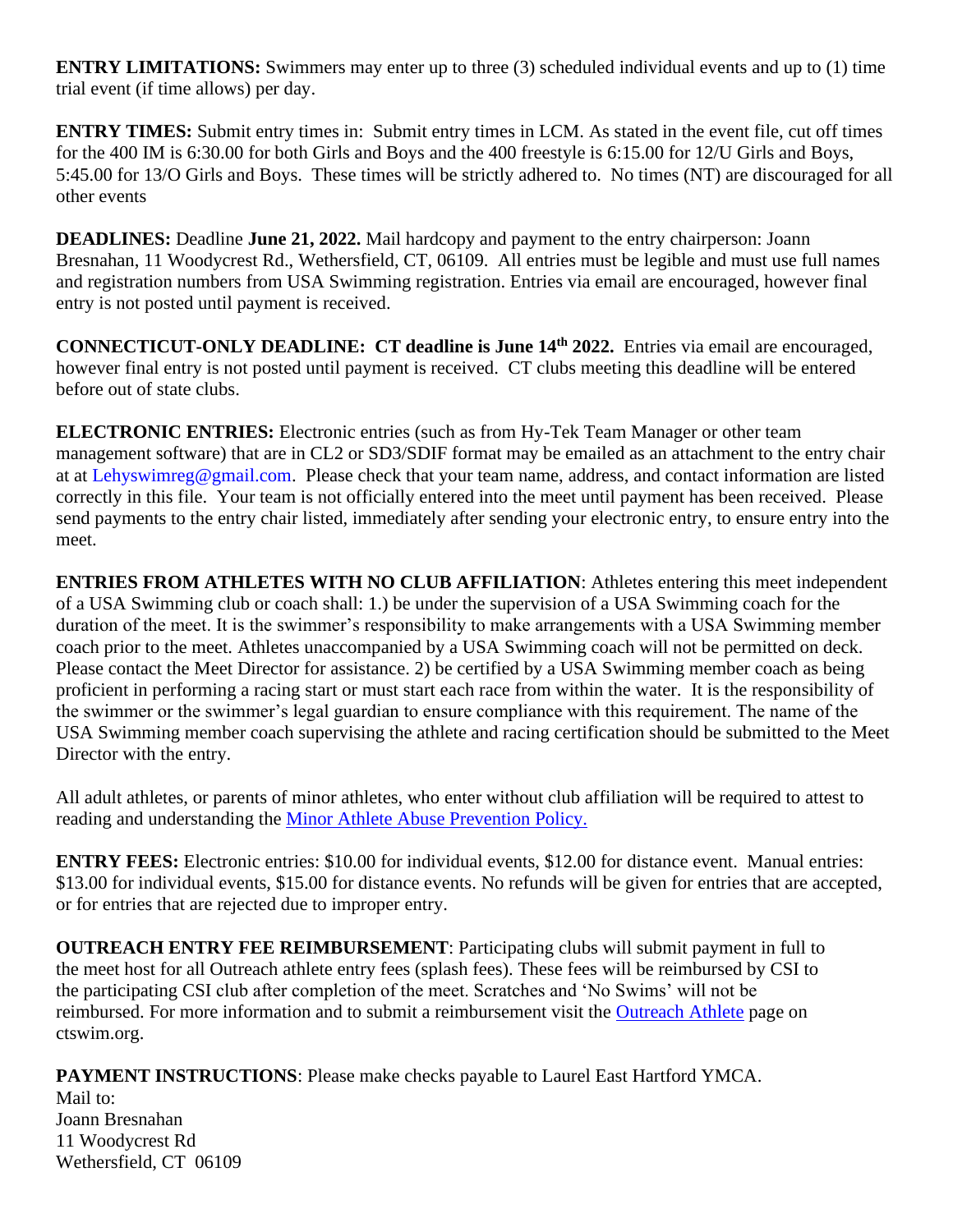**ENTRY LIMITATIONS:** Swimmers may enter up to three (3) scheduled individual events and up to (1) time trial event (if time allows) per day.

**ENTRY TIMES:** Submit entry times in: Submit entry times in LCM. As stated in the event file, cut off times for the 400 IM is 6:30.00 for both Girls and Boys and the 400 freestyle is 6:15.00 for 12/U Girls and Boys, 5:45.00 for 13/O Girls and Boys. These times will be strictly adhered to. No times (NT) are discouraged for all other events

**DEADLINES:** Deadline **June 21, 2022.** Mail hardcopy and payment to the entry chairperson: Joann Bresnahan, 11 Woodycrest Rd., Wethersfield, CT, 06109. All entries must be legible and must use full names and registration numbers from USA Swimming registration. Entries via email are encouraged, however final entry is not posted until payment is received.

**CONNECTICUT-ONLY DEADLINE: CT deadline is June 14th 2022.** Entries via email are encouraged, however final entry is not posted until payment is received. CT clubs meeting this deadline will be entered before out of state clubs.

**ELECTRONIC ENTRIES:** Electronic entries (such as from Hy-Tek Team Manager or other team management software) that are in CL2 or SD3/SDIF format may be emailed as an attachment to the entry chair at at Lehyswimreg@gmail.com. Please check that your team name, address, and contact information are listed correctly in this file. Your team is not officially entered into the meet until payment has been received. Please send payments to the entry chair listed, immediately after sending your electronic entry, to ensure entry into the meet.

**ENTRIES FROM ATHLETES WITH NO CLUB AFFILIATION**: Athletes entering this meet independent of a USA Swimming club or coach shall: 1.) be under the supervision of a USA Swimming coach for the duration of the meet. It is the swimmer's responsibility to make arrangements with a USA Swimming member coach prior to the meet. Athletes unaccompanied by a USA Swimming coach will not be permitted on deck. Please contact the Meet Director for assistance. 2) be certified by a USA Swimming member coach as being proficient in performing a racing start or must start each race from within the water. It is the responsibility of the swimmer or the swimmer's legal guardian to ensure compliance with this requirement. The name of the USA Swimming member coach supervising the athlete and racing certification should be submitted to the Meet Director with the entry.

All adult athletes, or parents of minor athletes, who enter without club affiliation will be required to attest to reading and understanding the Minor Athlete Abuse Prevention Policy.

**ENTRY FEES:** Electronic entries: $10.00 for individual events, $12.00 for distance event. Manual entries: $13.00 for individual events, $15.00 for distance events. No refunds will be given for entries that are accepted, or for entries that are rejected due to improper entry.

**OUTREACH ENTRY FEE REIMBURSEMENT**: Participating clubs will submit payment in full to the meet host for all Outreach athlete entry fees (splash fees). These fees will be reimbursed by CSI to the participating CSI club after completion of the meet. Scratches and 'No Swims' will not be reimbursed. For more information and to submit a reimbursement visit the Outreach Athlete page on ctswim.org.

**PAYMENT INSTRUCTIONS**: Please make checks payable to Laurel East Hartford YMCA.
Mail to:
Joann Bresnahan
11 Woodycrest Rd
Wethersfield, CT 06109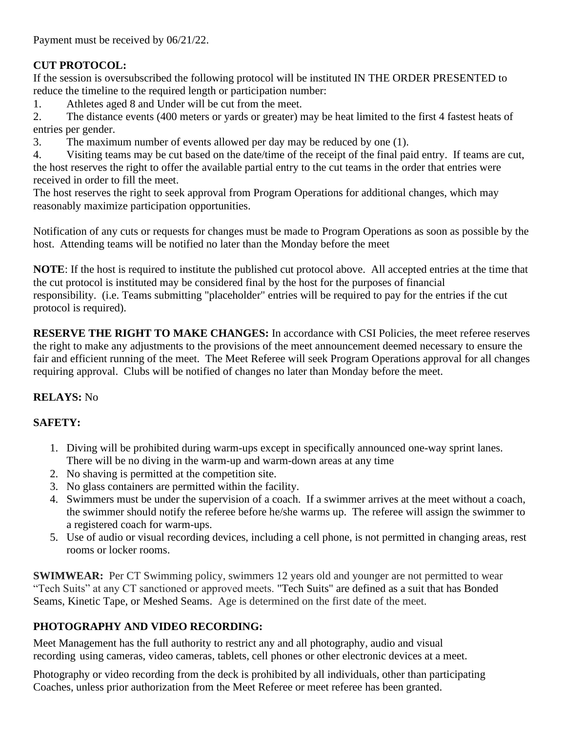Payment must be received by 06/21/22.

**CUT PROTOCOL:**
If the session is oversubscribed the following protocol will be instituted IN THE ORDER PRESENTED to reduce the timeline to the required length or participation number:

1. Athletes aged 8 and Under will be cut from the meet.
2. The distance events (400 meters or yards or greater) may be heat limited to the first 4 fastest heats of entries per gender.
3. The maximum number of events allowed per day may be reduced by one (1).
4. Visiting teams may be cut based on the date/time of the receipt of the final paid entry. If teams are cut, the host reserves the right to offer the available partial entry to the cut teams in the order that entries were received in order to fill the meet.

The host reserves the right to seek approval from Program Operations for additional changes, which may reasonably maximize participation opportunities.

Notification of any cuts or requests for changes must be made to Program Operations as soon as possible by the host. Attending teams will be notified no later than the Monday before the meet

**NOTE**: If the host is required to institute the published cut protocol above. All accepted entries at the time that the cut protocol is instituted may be considered final by the host for the purposes of financial responsibility. (i.e. Teams submitting "placeholder" entries will be required to pay for the entries if the cut protocol is required).

**RESERVE THE RIGHT TO MAKE CHANGES:** In accordance with CSI Policies, the meet referee reserves the right to make any adjustments to the provisions of the meet announcement deemed necessary to ensure the fair and efficient running of the meet. The Meet Referee will seek Program Operations approval for all changes requiring approval. Clubs will be notified of changes no later than Monday before the meet.

**RELAYS:** No

**SAFETY:**

1. Diving will be prohibited during warm-ups except in specifically announced one-way sprint lanes. There will be no diving in the warm-up and warm-down areas at any time
2. No shaving is permitted at the competition site.
3. No glass containers are permitted within the facility.
4. Swimmers must be under the supervision of a coach. If a swimmer arrives at the meet without a coach, the swimmer should notify the referee before he/she warms up. The referee will assign the swimmer to a registered coach for warm-ups.
5. Use of audio or visual recording devices, including a cell phone, is not permitted in changing areas, rest rooms or locker rooms.

**SWIMWEAR:** Per CT Swimming policy, swimmers 12 years old and younger are not permitted to wear "Tech Suits" at any CT sanctioned or approved meets. "Tech Suits" are defined as a suit that has Bonded Seams, Kinetic Tape, or Meshed Seams. Age is determined on the first date of the meet.

**PHOTOGRAPHY AND VIDEO RECORDING:**

Meet Management has the full authority to restrict any and all photography, audio and visual recording using cameras, video cameras, tablets, cell phones or other electronic devices at a meet.

Photography or video recording from the deck is prohibited by all individuals, other than participating Coaches, unless prior authorization from the Meet Referee or meet referee has been granted.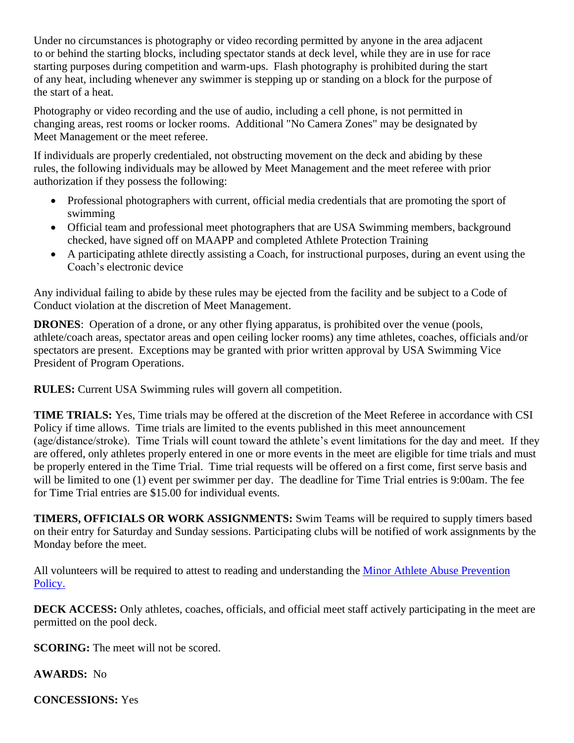Under no circumstances is photography or video recording permitted by anyone in the area adjacent to or behind the starting blocks, including spectator stands at deck level, while they are in use for race starting purposes during competition and warm-ups. Flash photography is prohibited during the start of any heat, including whenever any swimmer is stepping up or standing on a block for the purpose of the start of a heat.

Photography or video recording and the use of audio, including a cell phone, is not permitted in changing areas, rest rooms or locker rooms. Additional "No Camera Zones" may be designated by Meet Management or the meet referee.

If individuals are properly credentialed, not obstructing movement on the deck and abiding by these rules, the following individuals may be allowed by Meet Management and the meet referee with prior authorization if they possess the following:

- Professional photographers with current, official media credentials that are promoting the sport of swimming
- Official team and professional meet photographers that are USA Swimming members, background checked, have signed off on MAAPP and completed Athlete Protection Training
- A participating athlete directly assisting a Coach, for instructional purposes, during an event using the Coach's electronic device

Any individual failing to abide by these rules may be ejected from the facility and be subject to a Code of Conduct violation at the discretion of Meet Management.

**DRONES**: Operation of a drone, or any other flying apparatus, is prohibited over the venue (pools, athlete/coach areas, spectator areas and open ceiling locker rooms) any time athletes, coaches, officials and/or spectators are present. Exceptions may be granted with prior written approval by USA Swimming Vice President of Program Operations.

**RULES:** Current USA Swimming rules will govern all competition.

**TIME TRIALS:** Yes, Time trials may be offered at the discretion of the Meet Referee in accordance with CSI Policy if time allows. Time trials are limited to the events published in this meet announcement (age/distance/stroke). Time Trials will count toward the athlete's event limitations for the day and meet. If they are offered, only athletes properly entered in one or more events in the meet are eligible for time trials and must be properly entered in the Time Trial. Time trial requests will be offered on a first come, first serve basis and will be limited to one (1) event per swimmer per day. The deadline for Time Trial entries is 9:00am. The fee for Time Trial entries are $15.00 for individual events.

**TIMERS, OFFICIALS OR WORK ASSIGNMENTS:** Swim Teams will be required to supply timers based on their entry for Saturday and Sunday sessions. Participating clubs will be notified of work assignments by the Monday before the meet.

All volunteers will be required to attest to reading and understanding the [Minor Athlete Abuse Prevention Policy.]()

**DECK ACCESS:** Only athletes, coaches, officials, and official meet staff actively participating in the meet are permitted on the pool deck.

**SCORING:** The meet will not be scored.

**AWARDS:** No

**CONCESSIONS:** Yes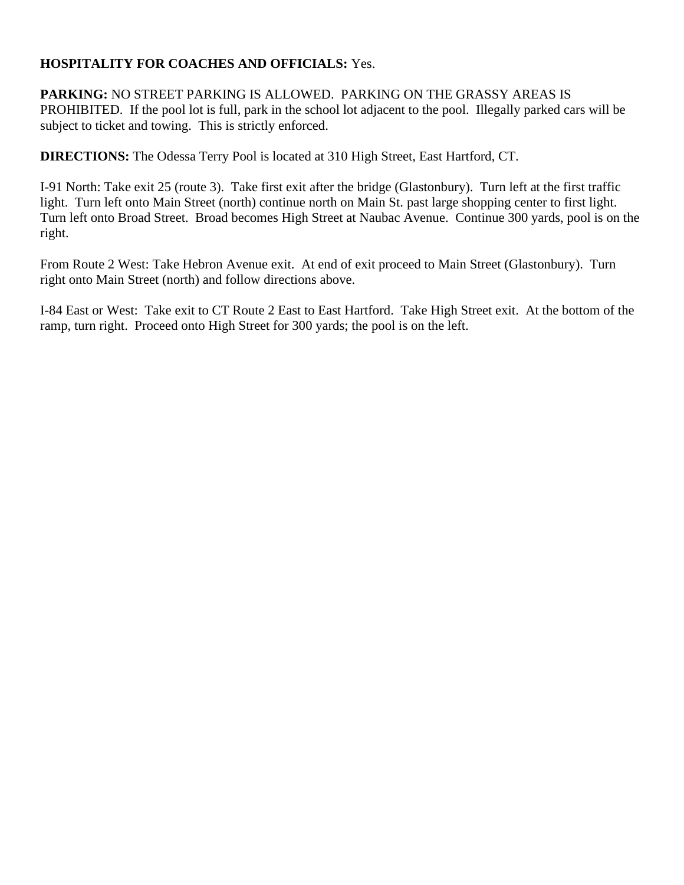**HOSPITALITY FOR COACHES AND OFFICIALS:** Yes.

**PARKING:** NO STREET PARKING IS ALLOWED. PARKING ON THE GRASSY AREAS IS PROHIBITED. If the pool lot is full, park in the school lot adjacent to the pool. Illegally parked cars will be subject to ticket and towing. This is strictly enforced.

**DIRECTIONS:** The Odessa Terry Pool is located at 310 High Street, East Hartford, CT.

I-91 North: Take exit 25 (route 3). Take first exit after the bridge (Glastonbury). Turn left at the first traffic light. Turn left onto Main Street (north) continue north on Main St. past large shopping center to first light. Turn left onto Broad Street. Broad becomes High Street at Naubac Avenue. Continue 300 yards, pool is on the right.

From Route 2 West: Take Hebron Avenue exit. At end of exit proceed to Main Street (Glastonbury). Turn right onto Main Street (north) and follow directions above.

I-84 East or West: Take exit to CT Route 2 East to East Hartford. Take High Street exit. At the bottom of the ramp, turn right. Proceed onto High Street for 300 yards; the pool is on the left.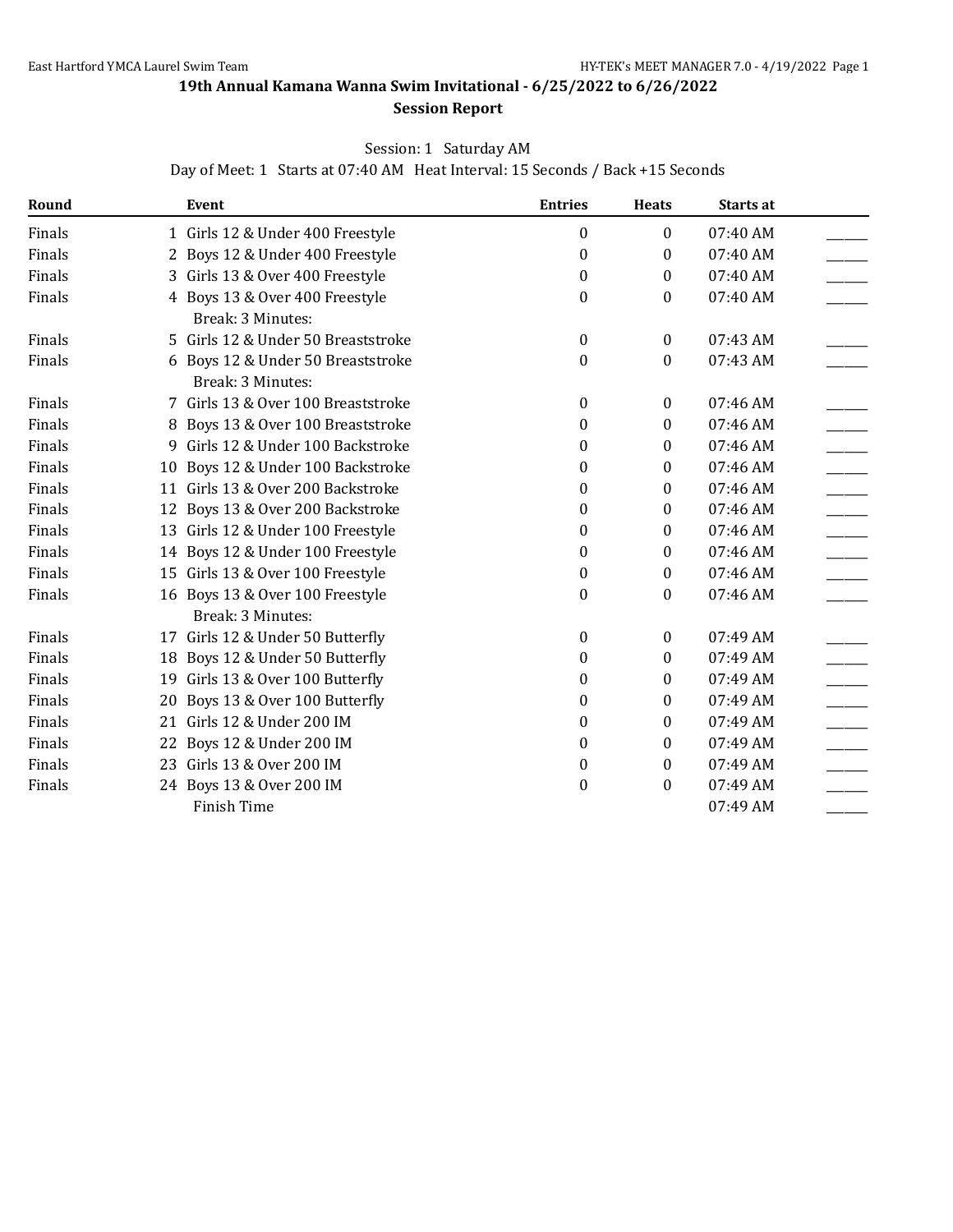## 19th Annual Kamana Wanna Swim Invitational - 6/25/2022 to 6/26/2022

### Session Report

Session: 1 Saturday AM

Day of Meet: 1 Starts at 07:40 AM Heat Interval: 15 Seconds / Back +15 Seconds

| Round | | Event | Entries | Heats | Starts at | |
|---|---|---|---|---|---|---|
| Finals | 1 | Girls 12 & Under 400 Freestyle | 0 | 0 | 07:40 AM | ______ |
| Finals | 2 | Boys 12 & Under 400 Freestyle | 0 | 0 | 07:40 AM | ______ |
| Finals | 3 | Girls 13 & Over 400 Freestyle | 0 | 0 | 07:40 AM | ______ |
| Finals | 4 | Boys 13 & Over 400 Freestyle | 0 | 0 | 07:40 AM | ______ |
| | | Break: 3 Minutes: | | | | |
| Finals | 5 | Girls 12 & Under 50 Breaststroke | 0 | 0 | 07:43 AM | ______ |
| Finals | 6 | Boys 12 & Under 50 Breaststroke | 0 | 0 | 07:43 AM | ______ |
| | | Break: 3 Minutes: | | | | |
| Finals | 7 | Girls 13 & Over 100 Breaststroke | 0 | 0 | 07:46 AM | ______ |
| Finals | 8 | Boys 13 & Over 100 Breaststroke | 0 | 0 | 07:46 AM | ______ |
| Finals | 9 | Girls 12 & Under 100 Backstroke | 0 | 0 | 07:46 AM | ______ |
| Finals | 10 | Boys 12 & Under 100 Backstroke | 0 | 0 | 07:46 AM | ______ |
| Finals | 11 | Girls 13 & Over 200 Backstroke | 0 | 0 | 07:46 AM | ______ |
| Finals | 12 | Boys 13 & Over 200 Backstroke | 0 | 0 | 07:46 AM | ______ |
| Finals | 13 | Girls 12 & Under 100 Freestyle | 0 | 0 | 07:46 AM | ______ |
| Finals | 14 | Boys 12 & Under 100 Freestyle | 0 | 0 | 07:46 AM | ______ |
| Finals | 15 | Girls 13 & Over 100 Freestyle | 0 | 0 | 07:46 AM | ______ |
| Finals | 16 | Boys 13 & Over 100 Freestyle | 0 | 0 | 07:46 AM | ______ |
| | | Break: 3 Minutes: | | | | |
| Finals | 17 | Girls 12 & Under 50 Butterfly | 0 | 0 | 07:49 AM | ______ |
| Finals | 18 | Boys 12 & Under 50 Butterfly | 0 | 0 | 07:49 AM | ______ |
| Finals | 19 | Girls 13 & Over 100 Butterfly | 0 | 0 | 07:49 AM | ______ |
| Finals | 20 | Boys 13 & Over 100 Butterfly | 0 | 0 | 07:49 AM | ______ |
| Finals | 21 | Girls 12 & Under 200 IM | 0 | 0 | 07:49 AM | ______ |
| Finals | 22 | Boys 12 & Under 200 IM | 0 | 0 | 07:49 AM | ______ |
| Finals | 23 | Girls 13 & Over 200 IM | 0 | 0 | 07:49 AM | ______ |
| Finals | 24 | Boys 13 & Over 200 IM | 0 | 0 | 07:49 AM | ______ |
| | | Finish Time | | | 07:49 AM | ______ |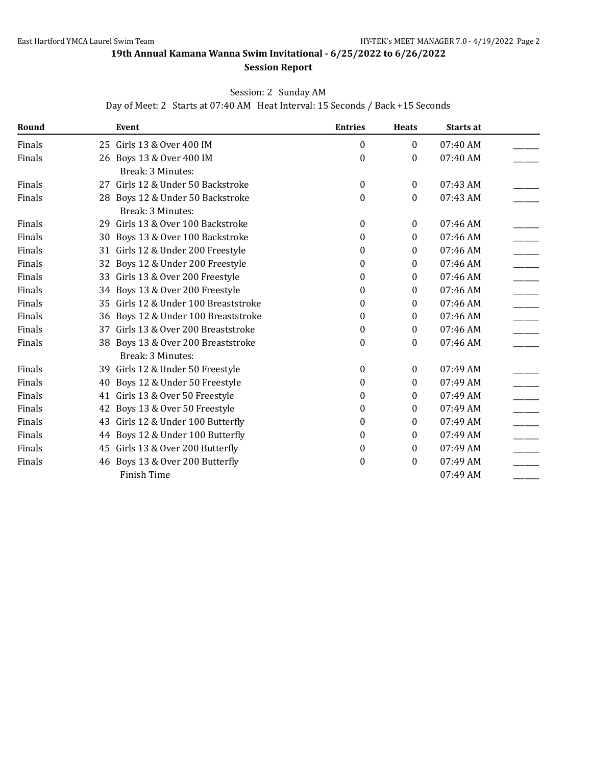## 19th Annual Kamana Wanna Swim Invitational - 6/25/2022 to 6/26/2022

### Session Report

Session: 2 Sunday AM

Day of Meet: 2 Starts at 07:40 AM Heat Interval: 15 Seconds / Back +15 Seconds

| Round | Event | Entries | Heats | Starts at | |
|---|---|---|---|---|---|
| Finals | 25 Girls 13 & Over 400 IM | 0 | 0 | 07:40 AM | ______ |
| Finals | 26 Boys 13 & Over 400 IM | 0 | 0 | 07:40 AM | ______ |
| | Break: 3 Minutes: | | | | |
| Finals | 27 Girls 12 & Under 50 Backstroke | 0 | 0 | 07:43 AM | ______ |
| Finals | 28 Boys 12 & Under 50 Backstroke | 0 | 0 | 07:43 AM | ______ |
| | Break: 3 Minutes: | | | | |
| Finals | 29 Girls 13 & Over 100 Backstroke | 0 | 0 | 07:46 AM | ______ |
| Finals | 30 Boys 13 & Over 100 Backstroke | 0 | 0 | 07:46 AM | ______ |
| Finals | 31 Girls 12 & Under 200 Freestyle | 0 | 0 | 07:46 AM | ______ |
| Finals | 32 Boys 12 & Under 200 Freestyle | 0 | 0 | 07:46 AM | ______ |
| Finals | 33 Girls 13 & Over 200 Freestyle | 0 | 0 | 07:46 AM | ______ |
| Finals | 34 Boys 13 & Over 200 Freestyle | 0 | 0 | 07:46 AM | ______ |
| Finals | 35 Girls 12 & Under 100 Breaststroke | 0 | 0 | 07:46 AM | ______ |
| Finals | 36 Boys 12 & Under 100 Breaststroke | 0 | 0 | 07:46 AM | ______ |
| Finals | 37 Girls 13 & Over 200 Breaststroke | 0 | 0 | 07:46 AM | ______ |
| Finals | 38 Boys 13 & Over 200 Breaststroke | 0 | 0 | 07:46 AM | ______ |
| | Break: 3 Minutes: | | | | |
| Finals | 39 Girls 12 & Under 50 Freestyle | 0 | 0 | 07:49 AM | ______ |
| Finals | 40 Boys 12 & Under 50 Freestyle | 0 | 0 | 07:49 AM | ______ |
| Finals | 41 Girls 13 & Over 50 Freestyle | 0 | 0 | 07:49 AM | ______ |
| Finals | 42 Boys 13 & Over 50 Freestyle | 0 | 0 | 07:49 AM | ______ |
| Finals | 43 Girls 12 & Under 100 Butterfly | 0 | 0 | 07:49 AM | ______ |
| Finals | 44 Boys 12 & Under 100 Butterfly | 0 | 0 | 07:49 AM | ______ |
| Finals | 45 Girls 13 & Over 200 Butterfly | 0 | 0 | 07:49 AM | ______ |
| Finals | 46 Boys 13 & Over 200 Butterfly | 0 | 0 | 07:49 AM | ______ |
| | Finish Time | | | 07:49 AM | ______ |